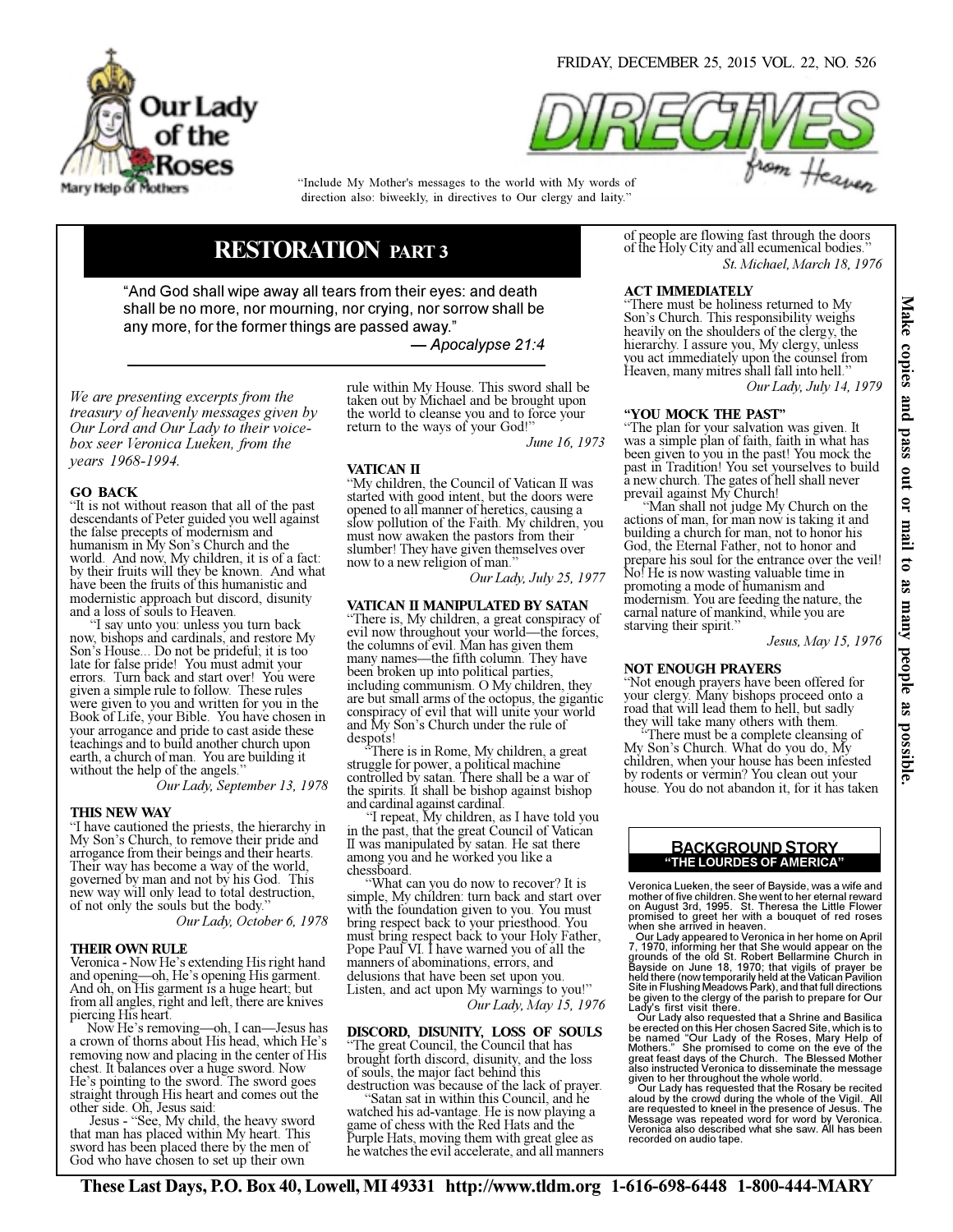# Our Lady of the Roses

Mary Help of Mothers

FRIDAY, DECEMBER 25, 2015 VOL. 22, NO. 526

# DIRECTIVES from Heaven

"Include My Mother's messages to the world with My words of direction also: biweekly, in directives to Our clergy and laity."

## RESTORATION PART 3

"And God shall wipe away all tears from their eyes: and death shall be no more, nor mourning, nor crying, nor sorrow shall be any more, for the former things are passed away."

— *Apocalypse 21:4*

*We are presenting excerpts from the treasury of heavenly messages given by Our Lord and Our Lady to their voice-box seer Veronica Lueken, from the years 1968-1994.*

### GO BACK

"It is not without reason that all of the past descendants of Peter guided you well against the false precepts of modernism and humanism in My Son's Church and the world. And now, My children, it is of a fact: by their fruits will they be known. And what have been the fruits of this humanistic and modernistic approach but discord, disunity and a loss of souls to Heaven.

"I say unto you: unless you turn back now, bishops and cardinals, and restore My Son's House... Do not be prideful; it is too late for false pride! You must admit your errors. Turn back and start over! You were given a simple rule to follow. These rules were given to you and written for you in the Book of Life, your Bible. You have chosen in your arrogance and pride to cast aside these teachings and to build another church upon earth, a church of man. You are building it without the help of the angels."

*Our Lady, September 13, 1978*

### THIS NEW WAY

"I have cautioned the priests, the hierarchy in My Son's Church, to remove their pride and arrogance from their beings and their hearts. Their way has become a way of the world, governed by man and not by his God. This new way will only lead to total destruction, of not only the souls but the body."

*Our Lady, October 6, 1978*

### THEIR OWN RULE

Veronica - Now He's extending His right hand and opening—oh, He's opening His garment. And oh, on His garment is a huge heart; but from all angles, right and left, there are knives piercing His heart.

Now He's removing—oh, I can—Jesus has a crown of thorns about His head, which He's removing now and placing in the center of His chest. It balances over a huge sword. Now He's pointing to the sword. The sword goes straight through His heart and comes out the other side. Oh, Jesus said:

Jesus - "See, My child, the heavy sword that man has placed within My heart. This sword has been placed there by the men of God who have chosen to set up their own rule within My House. This sword shall be taken out by Michael and be brought upon the world to cleanse you and to force your return to the ways of your God!"

*June 16, 1973*

### VATICAN II

"My children, the Council of Vatican II was started with good intent, but the doors were opened to all manner of heretics, causing a slow pollution of the Faith. My children, you must now awaken the pastors from their slumber! They have given themselves over now to a new religion of man."

*Our Lady, July 25, 1977*

### VATICAN II MANIPULATED BY SATAN

"There is, My children, a great conspiracy of evil now throughout your world—the forces, the columns of evil. Man has given them many names—the fifth column. They have been broken up into political parties, including communism. O My children, they are but small arms of the octopus, the gigantic conspiracy of evil that will unite your world and My Son's Church under the rule of despots!

"There is in Rome, My children, a great struggle for power, a political machine controlled by satan. There shall be a war of the spirits. It shall be bishop against bishop and cardinal against cardinal.

"I repeat, My children, as I have told you in the past, that the great Council of Vatican II was manipulated by satan. He sat there among you and he worked you like a chessboard.

"What can you do now to recover? It is simple, My children: turn back and start over with the foundation given to you. You must bring respect back to your priesthood. You must bring respect back to your Holy Father, Pope Paul VI. I have warned you of all the manners of abominations, errors, and delusions that have been set upon you. Listen, and act upon My warnings to you!"

*Our Lady, May 15, 1976*

### DISCORD, DISUNITY, LOSS OF SOULS

"The great Council, the Council that has brought forth discord, disunity, and the loss of souls, the major fact behind this destruction was because of the lack of prayer.

"Satan sat in within this Council, and he watched his ad-vantage. He is now playing a game of chess with the Red Hats and the Purple Hats, moving them with great glee as he watches the evil accelerate, and all manners of people are flowing fast through the doors of the Holy City and all ecumenical bodies."

*St. Michael, March 18, 1976*

### ACT IMMEDIATELY

"There must be holiness returned to My Son's Church. This responsibility weighs heavily on the shoulders of the clergy, the hierarchy. I assure you, My clergy, unless you act immediately upon the counsel from Heaven, many mitres shall fall into hell."

*Our Lady, July 14, 1979*

### "YOU MOCK THE PAST"

"The plan for your salvation was given. It was a simple plan of faith, faith in what has been given to you in the past! You mock the past in Tradition! You set yourselves to build a new church. The gates of hell shall never prevail against My Church!

"Man shall not judge My Church on the actions of man, for man now is taking it and building a church for man, not to honor his God, the Eternal Father, not to honor and prepare his soul for the entrance over the veil! No! He is now wasting valuable time in promoting a mode of humanism and modernism. You are feeding the nature, the carnal nature of mankind, while you are starving their spirit."

*Jesus, May 15, 1976*

### NOT ENOUGH PRAYERS

"Not enough prayers have been offered for your clergy. Many bishops proceed onto a road that will lead them to hell, but sadly they will take many others with them.

"There must be a complete cleansing of My Son's Church. What do you do, My children, when your house has been infested by rodents or vermin? You clean out your house. You do not abandon it, for it has taken

### BACKGROUND STORY
**"THE LOURDES OF AMERICA"**

Veronica Lueken, the seer of Bayside, was a wife and mother of five children. She went to her eternal reward on August 3rd, 1995. St. Theresa the Little Flower promised to greet her with a bouquet of red roses when she arrived in heaven.

Our Lady appeared to Veronica in her home on April 7, 1970, informing her that She would appear on the grounds of the old St. Robert Bellarmine Church in Bayside on June 18, 1970; that vigils of prayer be held there (now temporarily held at the Vatican Pavilion Site in Flushing Meadows Park), and that full directions be given to the clergy of the parish to prepare for Our Lady's first visit there.

Our Lady also requested that a Shrine and Basilica be erected on this Her chosen Sacred Site, which is to be named "Our Lady of the Roses, Mary Help of Mothers." She promised to come on the eve of the great feast days of the Church. The Blessed Mother also instructed Veronica to disseminate the message given to her throughout the whole world.

Our Lady has requested that the Rosary be recited aloud by the crowd during the whole of the Vigil. All are requested to kneel in the presence of Jesus. The Message was repeated word for word by Veronica. Veronica also described what she saw. All has been recorded on audio tape.

**Make copies and pass out or mail to as many people as possible.**

**These Last Days, P.O. Box 40, Lowell, MI 49331 http://www.tldm.org 1-616-698-6448 1-800-444-MARY**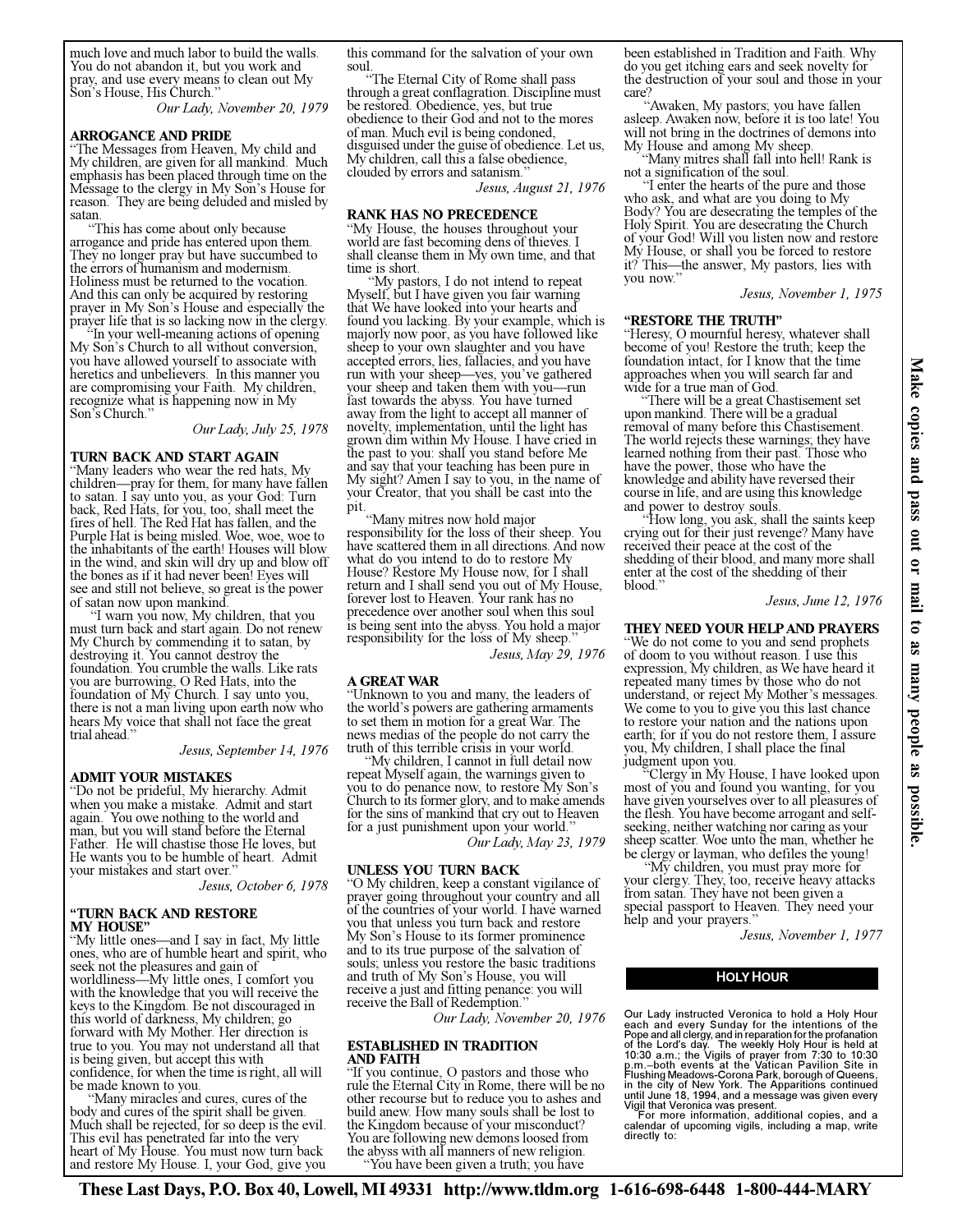much love and much labor to build the walls. You do not abandon it, but you work and pray, and use every means to clean out My Son's House, His Church."

*Our Lady, November 20, 1979*

**ARROGANCE AND PRIDE**

"The Messages from Heaven, My child and My children, are given for all mankind. Much emphasis has been placed through time on the Message to the clergy in My Son's House for reason. They are being deluded and misled by satan.

"This has come about only because arrogance and pride has entered upon them. They no longer pray but have succumbed to the errors of humanism and modernism. Holiness must be returned to the vocation. And this can only be acquired by restoring prayer in My Son's House and especially the prayer life that is so lacking now in the clergy.

"In your well-meaning actions of opening My Son's Church to all without conversion, you have allowed yourself to associate with heretics and unbelievers. In this manner you are compromising your Faith. My children, recognize what is happening now in My Son's Church."

*Our Lady, July 25, 1978*

**TURN BACK AND START AGAIN**

"Many leaders who wear the red hats, My children—pray for them, for many have fallen to satan. I say unto you, as your God: Turn back, Red Hats, for you, too, shall meet the fires of hell. The Red Hat has fallen, and the Purple Hat is being misled. Woe, woe, woe to the inhabitants of the earth! Houses will blow in the wind, and skin will dry up and blow off the bones as if it had never been! Eyes will see and still not believe, so great is the power of satan now upon mankind.

"I warn you now, My children, that you must turn back and start again. Do not renew My Church by commending it to satan, by destroying it. You cannot destroy the foundation. You crumble the walls. Like rats you are burrowing, O Red Hats, into the foundation of My Church. I say unto you, there is not a man living upon earth now who hears My voice that shall not face the great trial ahead."

*Jesus, September 14, 1976*

**ADMIT YOUR MISTAKES**

"Do not be prideful, My hierarchy. Admit when you make a mistake. Admit and start again. You owe nothing to the world and man, but you will stand before the Eternal Father. He will chastise those He loves, but He wants you to be humble of heart. Admit your mistakes and start over."

*Jesus, October 6, 1978*

**"TURN BACK AND RESTORE MY HOUSE"**

"My little ones—and I say in fact, My little ones, who are of humble heart and spirit, who seek not the pleasures and gain of worldliness—My little ones, I comfort you with the knowledge that you will receive the keys to the Kingdom. Be not discouraged in this world of darkness, My children; go forward with My Mother. Her direction is true to you. You may not understand all that is being given, but accept this with confidence, for when the time is right, all will be made known to you.

"Many miracles and cures, cures of the body and cures of the spirit shall be given. Much shall be rejected, for so deep is the evil. This evil has penetrated far into the very heart of My House. You must now turn back and restore My House. I, your God, give you this command for the salvation of your own soul.

"The Eternal City of Rome shall pass through a great conflagration. Discipline must be restored. Obedience, yes, but true obedience to their God and not to the mores of man. Much evil is being condoned, disguised under the guise of obedience. Let us, My children, call this a false obedience, clouded by errors and satanism."

*Jesus, August 21, 1976*

**RANK HAS NO PRECEDENCE**

"My House, the houses throughout your world are fast becoming dens of thieves. I shall cleanse them in My own time, and that time is short.

"My pastors, I do not intend to repeat Myself, but I have given you fair warning that We have looked into your hearts and found you lacking. By your example, which is majorly now poor, as you have followed like sheep to your own slaughter and you have accepted errors, lies, fallacies, and you have run with your sheep—yes, you've gathered your sheep and taken them with you—run fast towards the abyss. You have turned away from the light to accept all manner of novelty, implementation, until the light has grown dim within My House. I have cried in the past to you: shall you stand before Me and say that your teaching has been pure in My sight? Amen I say to you, in the name of your Creator, that you shall be cast into the pit.

"Many mitres now hold major responsibility for the loss of their sheep. You have scattered them in all directions. And now what do you intend to do to restore My House? Restore My House now, for I shall return and I shall send you out of My House, forever lost to Heaven. Your rank has no precedence over another soul when this soul is being sent into the abyss. You hold a major responsibility for the loss of My sheep."

*Jesus, May 29, 1976*

**A GREAT WAR**

"Unknown to you and many, the leaders of the world's powers are gathering armaments to set them in motion for a great War. The news medias of the people do not carry the truth of this terrible crisis in your world.

"My children, I cannot in full detail now repeat Myself again, the warnings given to you to do penance now, to restore My Son's Church to its former glory, and to make amends for the sins of mankind that cry out to Heaven for a just punishment upon your world."

*Our Lady, May 23, 1979*

**UNLESS YOU TURN BACK**

"O My children, keep a constant vigilance of prayer going throughout your country and all of the countries of your world. I have warned you that unless you turn back and restore My Son's House to its former prominence and to its true purpose of the salvation of souls; unless you restore the basic traditions and truth of My Son's House, you will receive a just and fitting penance: you will receive the Ball of Redemption."

*Our Lady, November 20, 1976*

**ESTABLISHED IN TRADITION AND FAITH**

"If you continue, O pastors and those who rule the Eternal City in Rome, there will be no other recourse but to reduce you to ashes and build anew. How many souls shall be lost to the Kingdom because of your misconduct? You are following new demons loosed from the abyss with all manners of new religion.

"You have been given a truth; you have been established in Tradition and Faith. Why do you get itching ears and seek novelty for the destruction of your soul and those in your care?

"Awaken, My pastors; you have fallen asleep. Awaken now, before it is too late! You will not bring in the doctrines of demons into My House and among My sheep.

"Many mitres shall fall into hell! Rank is not a signification of the soul.

"I enter the hearts of the pure and those who ask, and what are you doing to My Body? You are desecrating the temples of the Holy Spirit. You are desecrating the Church of your God! Will you listen now and restore My House, or shall you be forced to restore it? This—the answer, My pastors, lies with you now."

*Jesus, November 1, 1975*

**"RESTORE THE TRUTH"**

"Heresy, O mournful heresy, whatever shall become of you! Restore the truth; keep the foundation intact, for I know that the time approaches when you will search far and wide for a true man of God.

"There will be a great Chastisement set upon mankind. There will be a gradual removal of many before this Chastisement. The world rejects these warnings; they have learned nothing from their past. Those who have the power, those who have the knowledge and ability have reversed their course in life, and are using this knowledge and power to destroy souls.

"How long, you ask, shall the saints keep crying out for their just revenge? Many have received their peace at the cost of the shedding of their blood, and many more shall enter at the cost of the shedding of their blood."

*Jesus, June 12, 1976*

**THEY NEED YOUR HELP AND PRAYERS**

"We do not come to you and send prophets of doom to you without reason. I use this expression, My children, as We have heard it repeated many times by those who do not understand, or reject My Mother's messages. We come to you to give you this last chance to restore your nation and the nations upon earth; for if you do not restore them, I assure you, My children, I shall place the final judgment upon you.

"Clergy in My House, I have looked upon most of you and found you wanting, for you have given yourselves over to all pleasures of the flesh. You have become arrogant and self-seeking, neither watching nor caring as your sheep scatter. Woe unto the man, whether he be clergy or layman, who defiles the young!

"My children, you must pray more for your clergy. They, too, receive heavy attacks from satan. They have not been given a special passport to Heaven. They need your help and your prayers."

*Jesus, November 1, 1977*

**HOLY HOUR**

Our Lady instructed Veronica to hold a Holy Hour each and every Sunday for the intentions of the Pope and all clergy, and in reparation for the profanation of the Lord's day. The weekly Holy Hour is held at 10:30 a.m.; the Vigils of prayer from 7:30 to 10:30 p.m.–both events at the Vatican Pavilion Site in Flushing Meadows-Corona Park, borough of Queens, in the city of New York. The Apparitions continued until June 18, 1994, and a message was given every Vigil that Veronica was present.

For more information, additional copies, and a calendar of upcoming vigils, including a map, write directly to:

**Make copies and pass out or mail to as many people as possible.**

**These Last Days, P.O. Box 40, Lowell, MI 49331 http://www.tldm.org 1-616-698-6448 1-800-444-MARY**